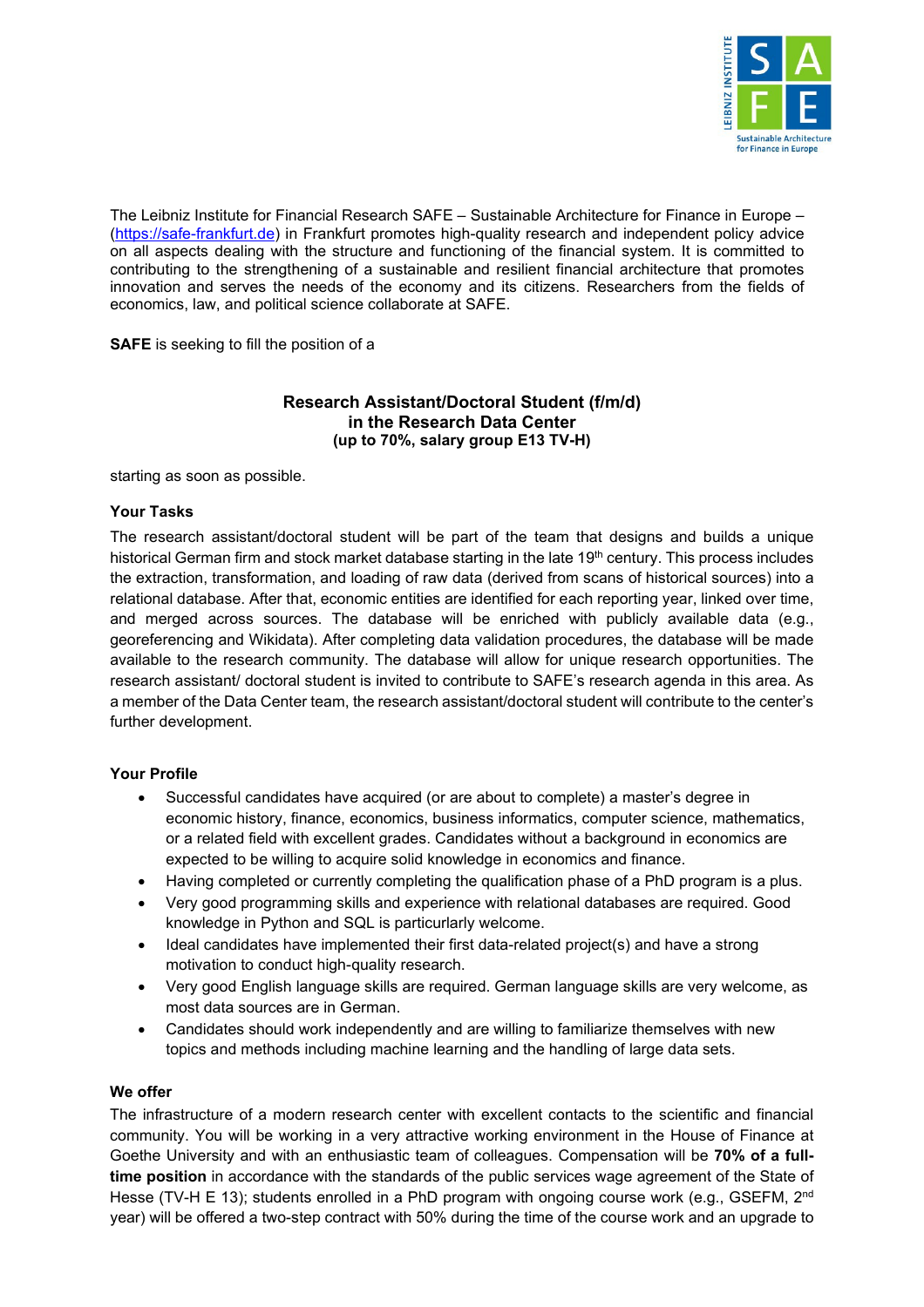The Leibniz Institute for Financial Research SAFE – Sustainable Architecture for Finance in Europe – (https://safe-frankfurt.de) in Frankfurt promotes high-quality research and independent policy advice on all aspects dealing with the structure and functioning of the financial system. It is committed to contributing to the strengthening of a sustainable and resilient financial architecture that promotes innovation and serves the needs of the economy and its citizens. Researchers from the fields of economics, law, and political science collaborate at SAFE.

**SAFE** is seeking to fill the position of a

**Research Assistant/Doctoral Student (f/m/d)**
**in the Research Data Center**
**(up to 70%, salary group E13 TV-H)**

starting as soon as possible.

### Your Tasks

The research assistant/doctoral student will be part of the team that designs and builds a unique historical German firm and stock market database starting in the late 19th century. This process includes the extraction, transformation, and loading of raw data (derived from scans of historical sources) into a relational database. After that, economic entities are identified for each reporting year, linked over time, and merged across sources. The database will be enriched with publicly available data (e.g., georeferencing and Wikidata). After completing data validation procedures, the database will be made available to the research community. The database will allow for unique research opportunities. The research assistant/ doctoral student is invited to contribute to SAFE's research agenda in this area. As a member of the Data Center team, the research assistant/doctoral student will contribute to the center's further development.

### Your Profile

- Successful candidates have acquired (or are about to complete) a master's degree in economic history, finance, economics, business informatics, computer science, mathematics, or a related field with excellent grades. Candidates without a background in economics are expected to be willing to acquire solid knowledge in economics and finance.
- Having completed or currently completing the qualification phase of a PhD program is a plus.
- Very good programming skills and experience with relational databases are required. Good knowledge in Python and SQL is particularly welcome.
- Ideal candidates have implemented their first data-related project(s) and have a strong motivation to conduct high-quality research.
- Very good English language skills are required. German language skills are very welcome, as most data sources are in German.
- Candidates should work independently and are willing to familiarize themselves with new topics and methods including machine learning and the handling of large data sets.

### We offer

The infrastructure of a modern research center with excellent contacts to the scientific and financial community. You will be working in a very attractive working environment in the House of Finance at Goethe University and with an enthusiastic team of colleagues. Compensation will be **70% of a full-time position** in accordance with the standards of the public services wage agreement of the State of Hesse (TV-H E 13); students enrolled in a PhD program with ongoing course work (e.g., GSEFM, 2nd year) will be offered a two-step contract with 50% during the time of the course work and an upgrade to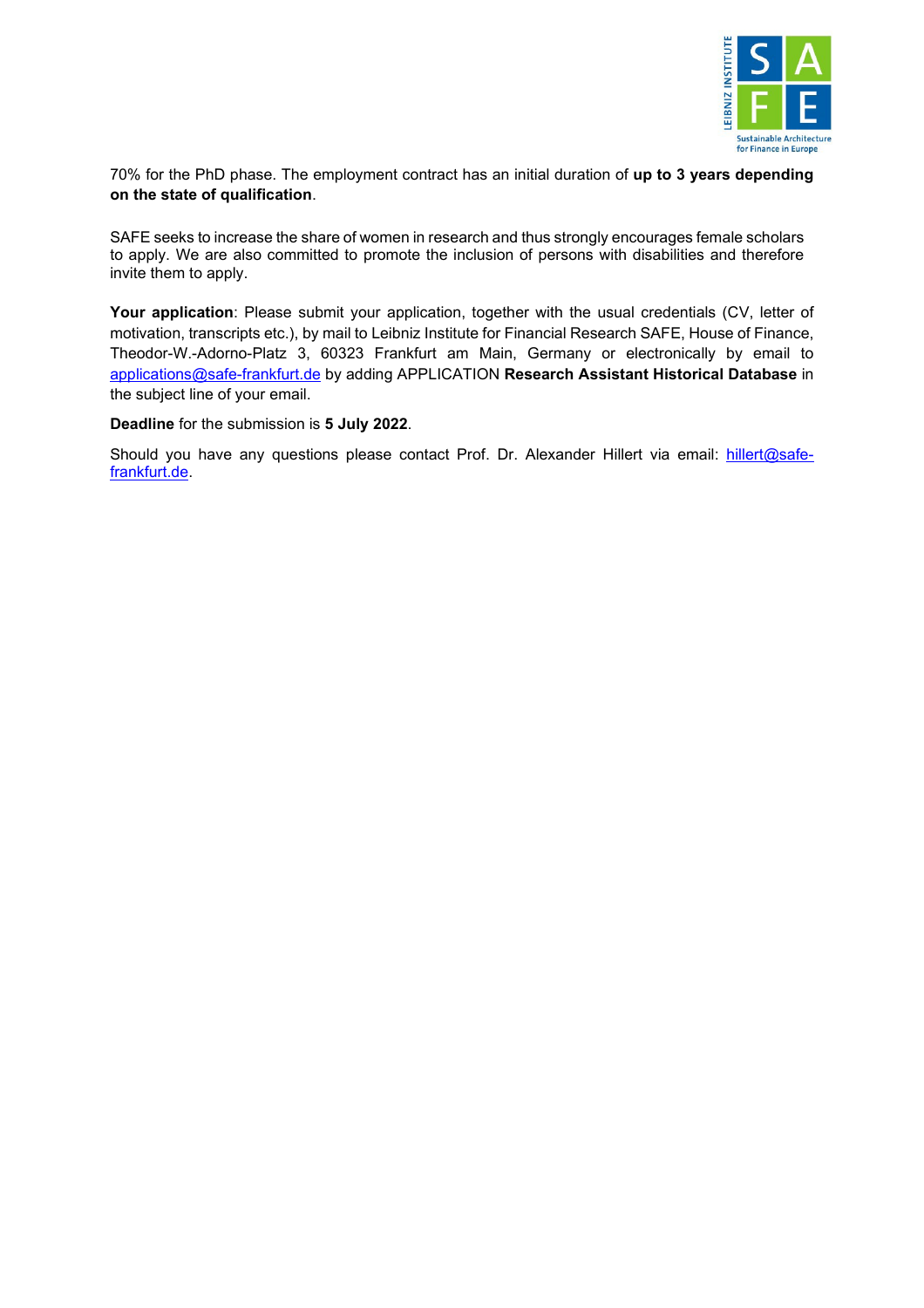70% for the PhD phase. The employment contract has an initial duration of **up to 3 years depending on the state of qualification**.

SAFE seeks to increase the share of women in research and thus strongly encourages female scholars to apply. We are also committed to promote the inclusion of persons with disabilities and therefore invite them to apply.

**Your application**: Please submit your application, together with the usual credentials (CV, letter of motivation, transcripts etc.), by mail to Leibniz Institute for Financial Research SAFE, House of Finance, Theodor-W.-Adorno-Platz 3, 60323 Frankfurt am Main, Germany or electronically by email to applications@safe-frankfurt.de by adding APPLICATION **Research Assistant Historical Database** in the subject line of your email.

**Deadline** for the submission is **5 July 2022**.

Should you have any questions please contact Prof. Dr. Alexander Hillert via email: hillert@safe-frankfurt.de.